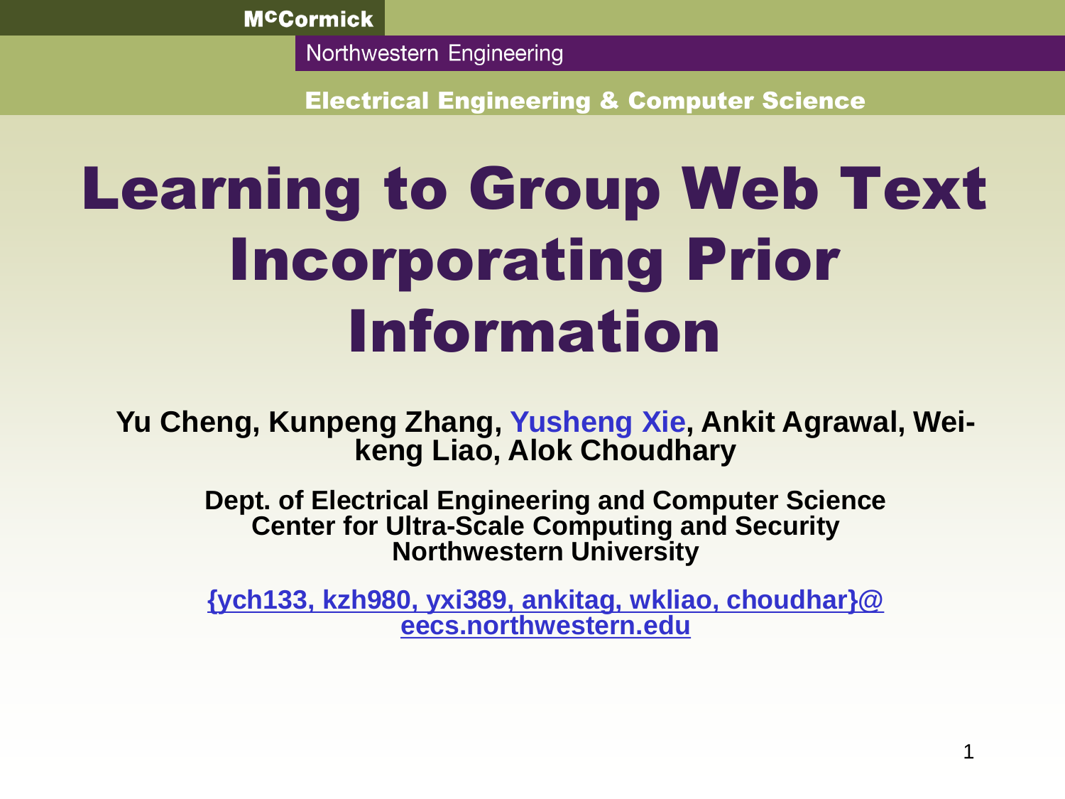McCormick

Northwestern Engineering

Electrical Engineering & Computer Science

# Learning to Group Web Text Incorporating Prior Information

**Yu Cheng, Kunpeng Zhang, Yusheng Xie, Ankit Agrawal, Wei-keng Liao, Alok Choudhary**

**Dept. of Electrical Engineering and Computer Science**
**Center for Ultra-Scale Computing and Security**
**Northwestern University**

**{ych133, kzh980, yxi389, ankitag, wkliao, choudhar}@eecs.northwestern.edu**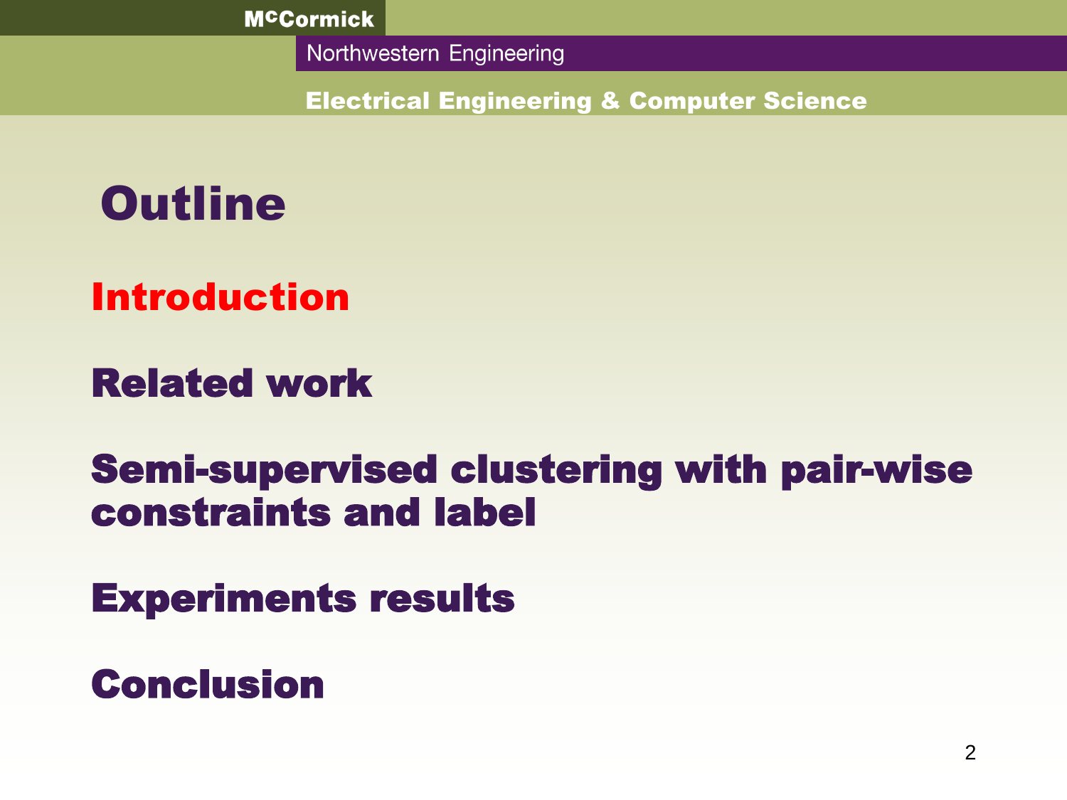# Outline

- Introduction
- Related work
- Semi-supervised clustering with pair-wise constraints and label
- Experiments results
- Conclusion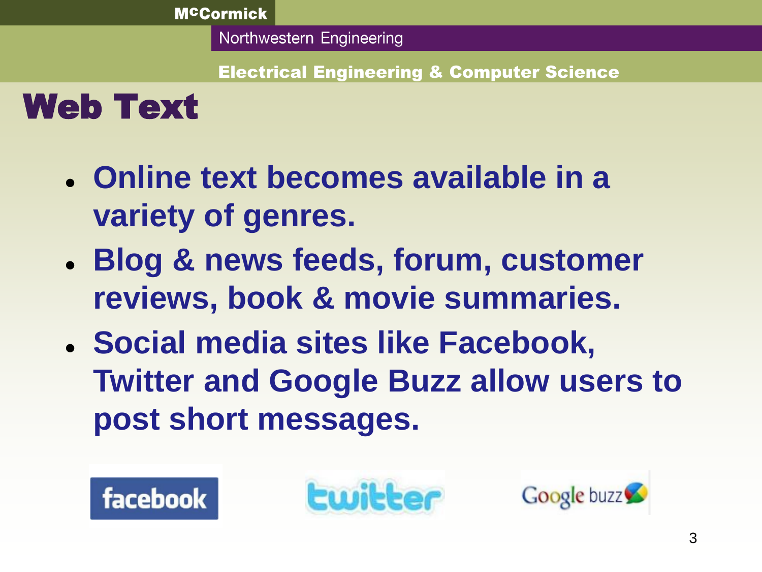# Web Text

- **Online text becomes available in a variety of genres.**
- **Blog & news feeds, forum, customer reviews, book & movie summaries.**
- **Social media sites like Facebook, Twitter and Google Buzz allow users to post short messages.**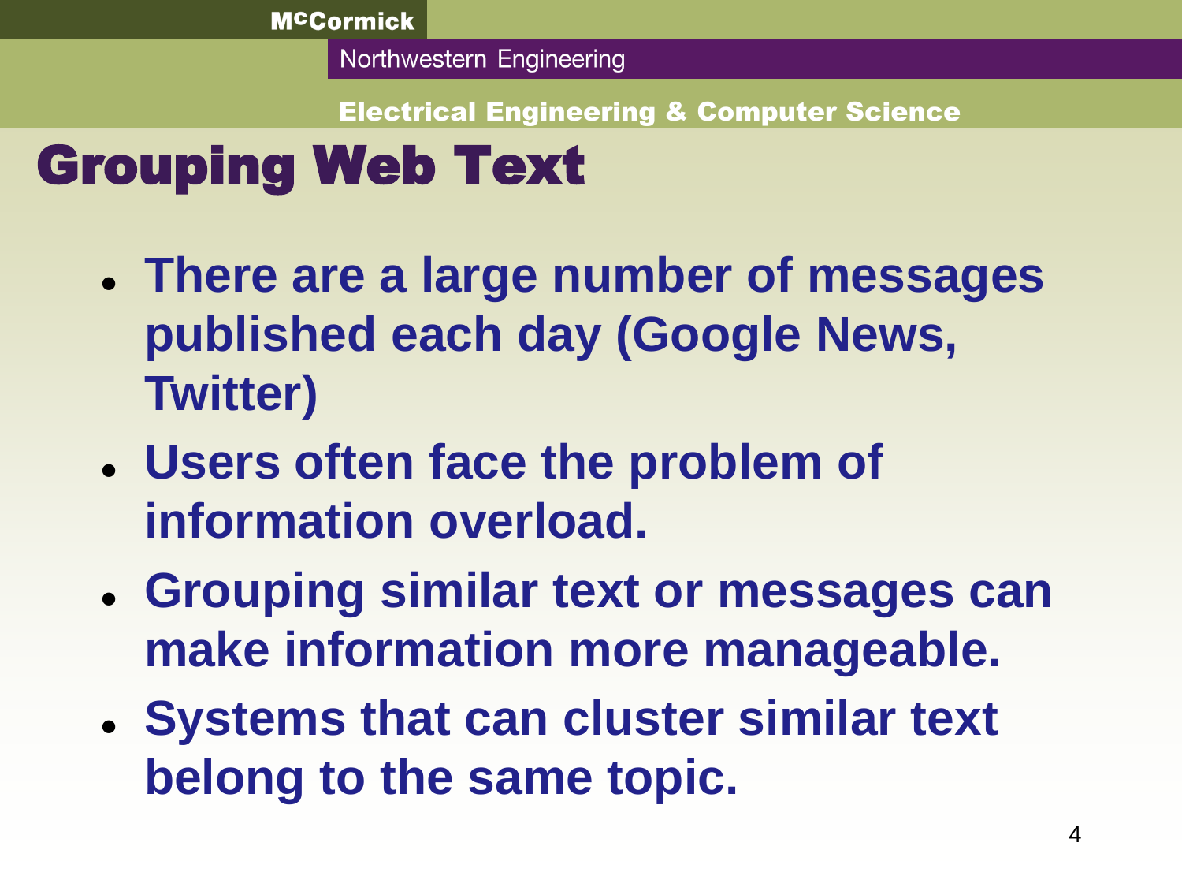# Grouping Web Text

- **There are a large number of messages published each day (Google News, Twitter)**
- **Users often face the problem of information overload.**
- **Grouping similar text or messages can make information more manageable.**
- **Systems that can cluster similar text belong to the same topic.**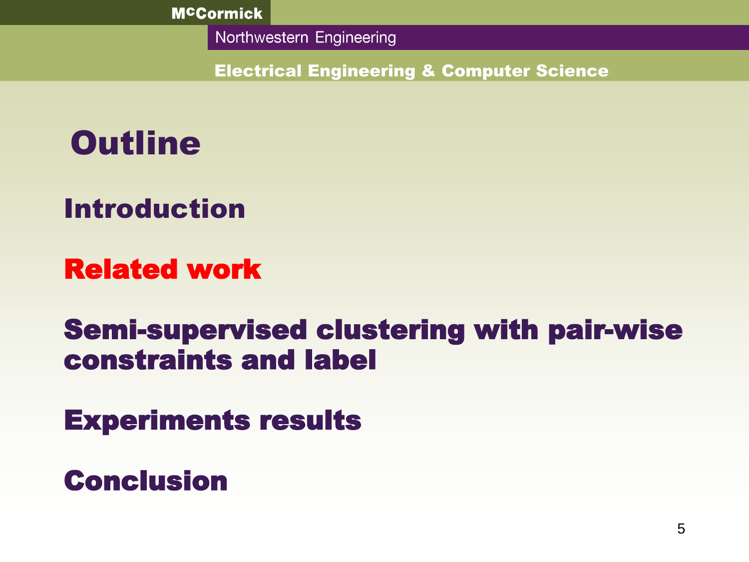# Outline

- Introduction
- **Related work**
- Semi-supervised clustering with pair-wise constraints and label
- Experiments results
- Conclusion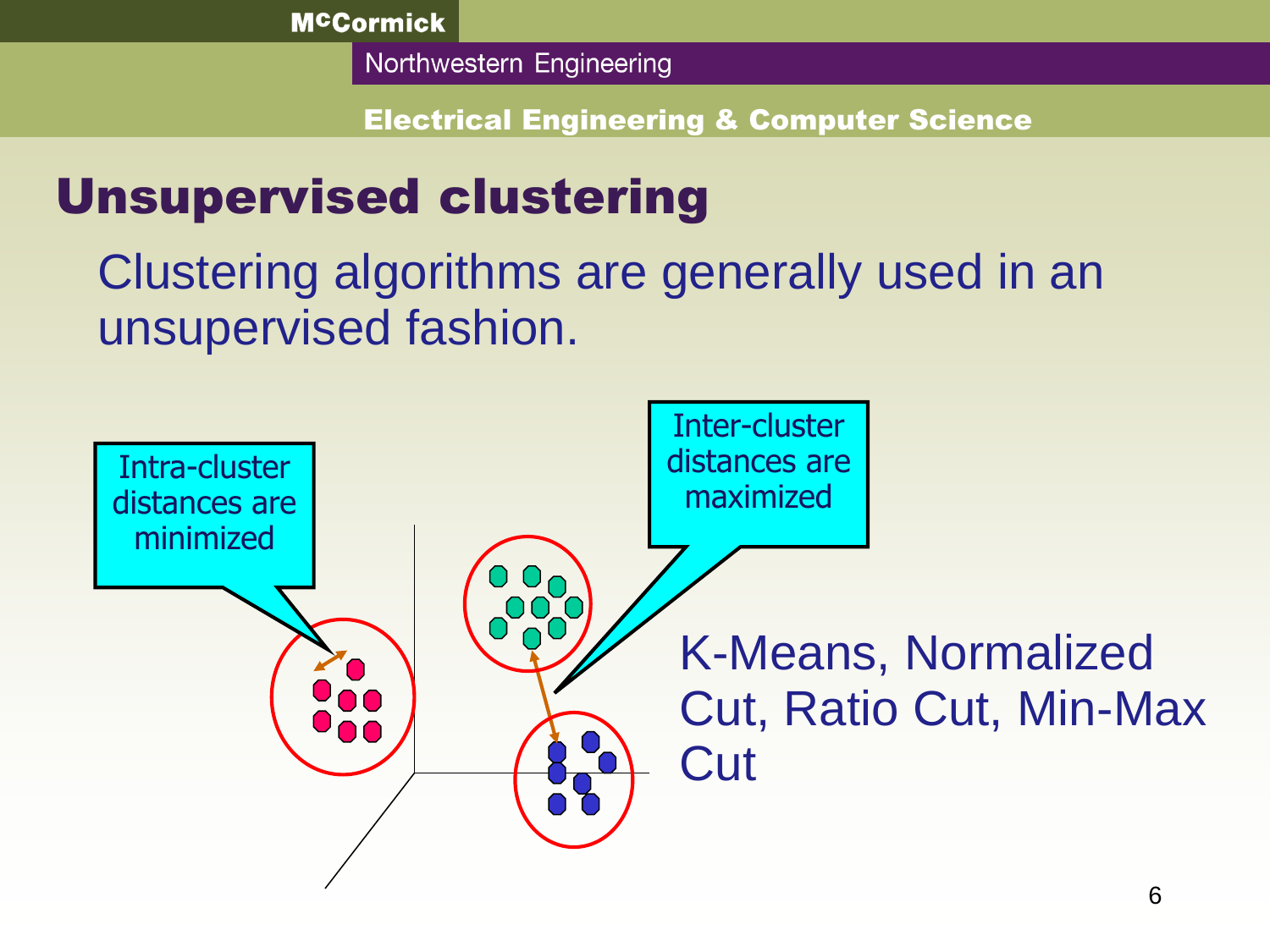# Unsupervised clustering

Clustering algorithms are generally used in an unsupervised fashion.

Intra-cluster distances are minimized

Inter-cluster distances are maximized

K-Means, Normalized Cut, Ratio Cut, Min-Max Cut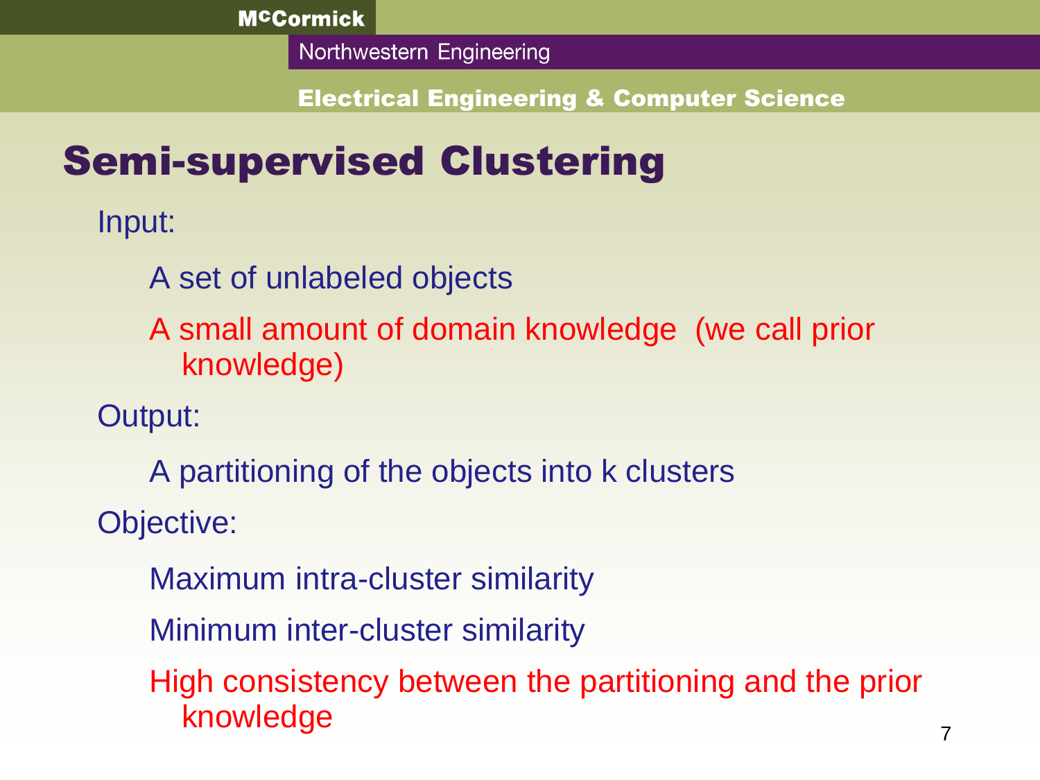# Semi-supervised Clustering

Input:

- A set of unlabeled objects
- A small amount of domain knowledge (we call prior knowledge)

Output:

- A partitioning of the objects into k clusters

Objective:

- Maximum intra-cluster similarity
- Minimum inter-cluster similarity
- High consistency between the partitioning and the prior knowledge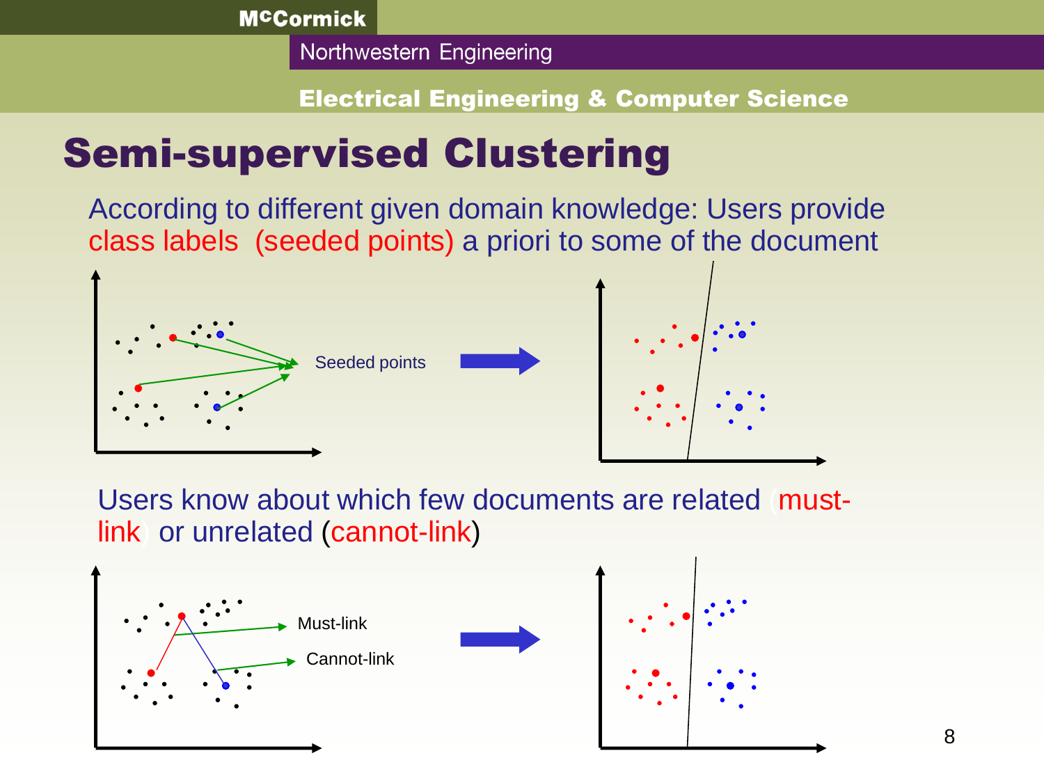# Semi-supervised Clustering

According to different given domain knowledge: Users provide class labels (seeded points) a priori to some of the document

Seeded points

Users know about which few documents are related (must-link) or unrelated (cannot-link)

Must-link

Cannot-link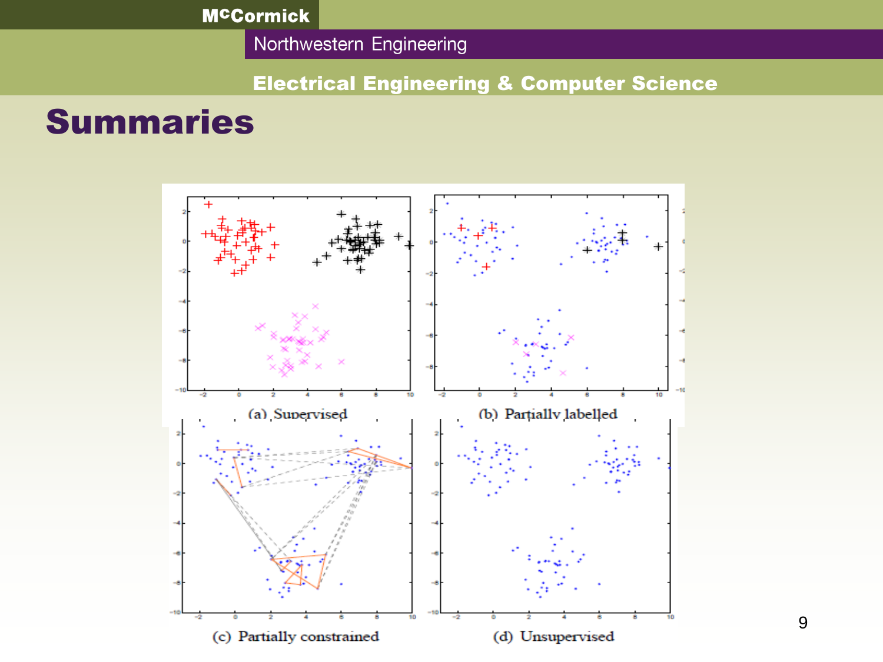# Summaries

(a) Supervised

(b) Partially labelled

(c) Partially constrained

(d) Unsupervised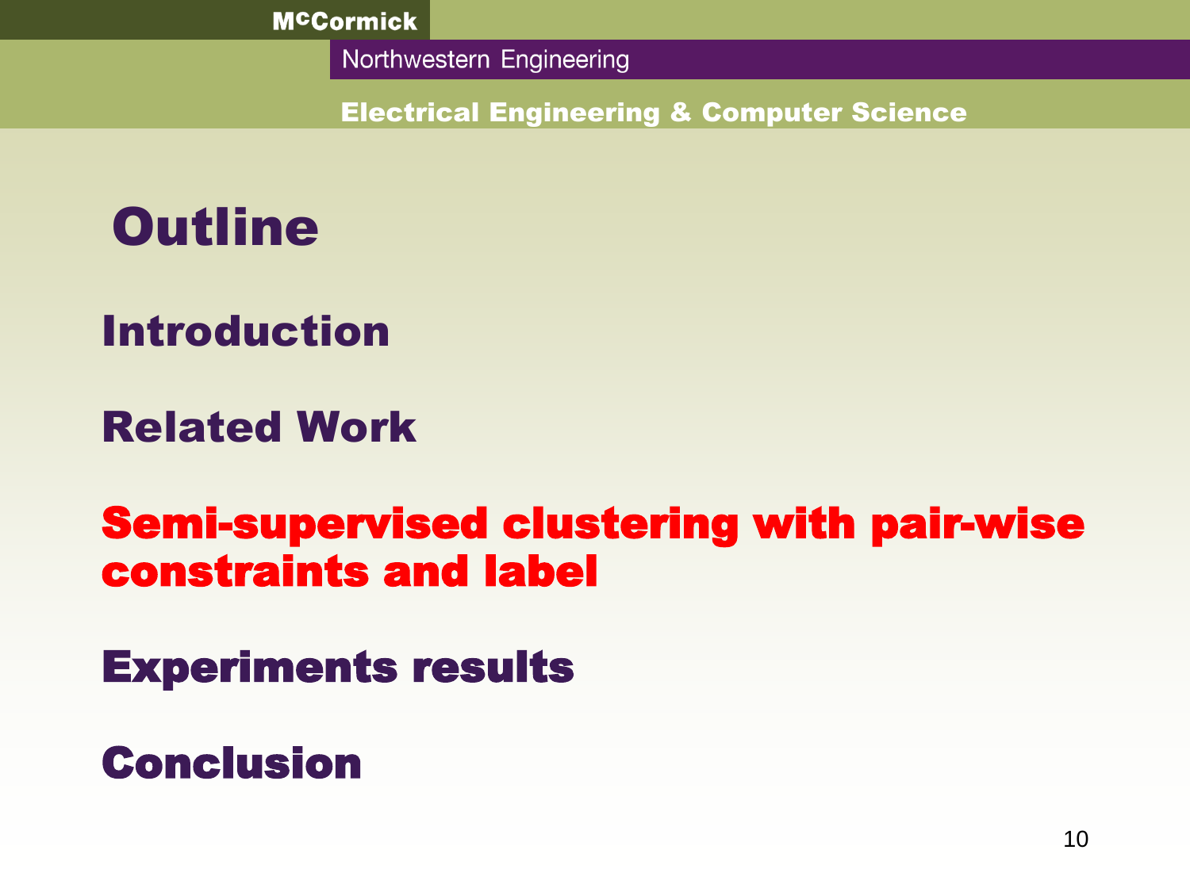# Outline

- Introduction
- Related Work
- **Semi-supervised clustering with pair-wise constraints and label**
- Experiments results
- Conclusion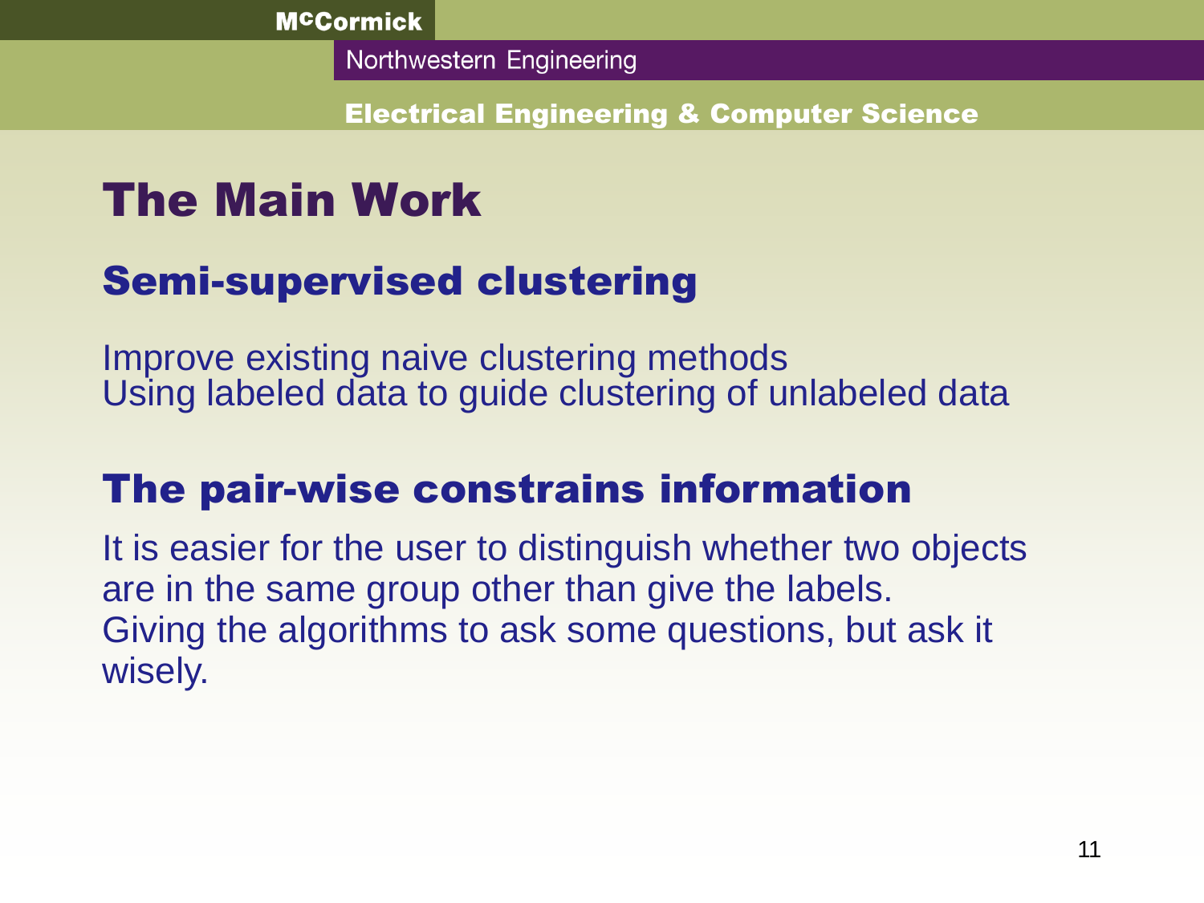# The Main Work

## Semi-supervised clustering

Improve existing naive clustering methods
Using labeled data to guide clustering of unlabeled data

## The pair-wise constrains information

It is easier for the user to distinguish whether two objects are in the same group other than give the labels.
Giving the algorithms to ask some questions, but ask it wisely.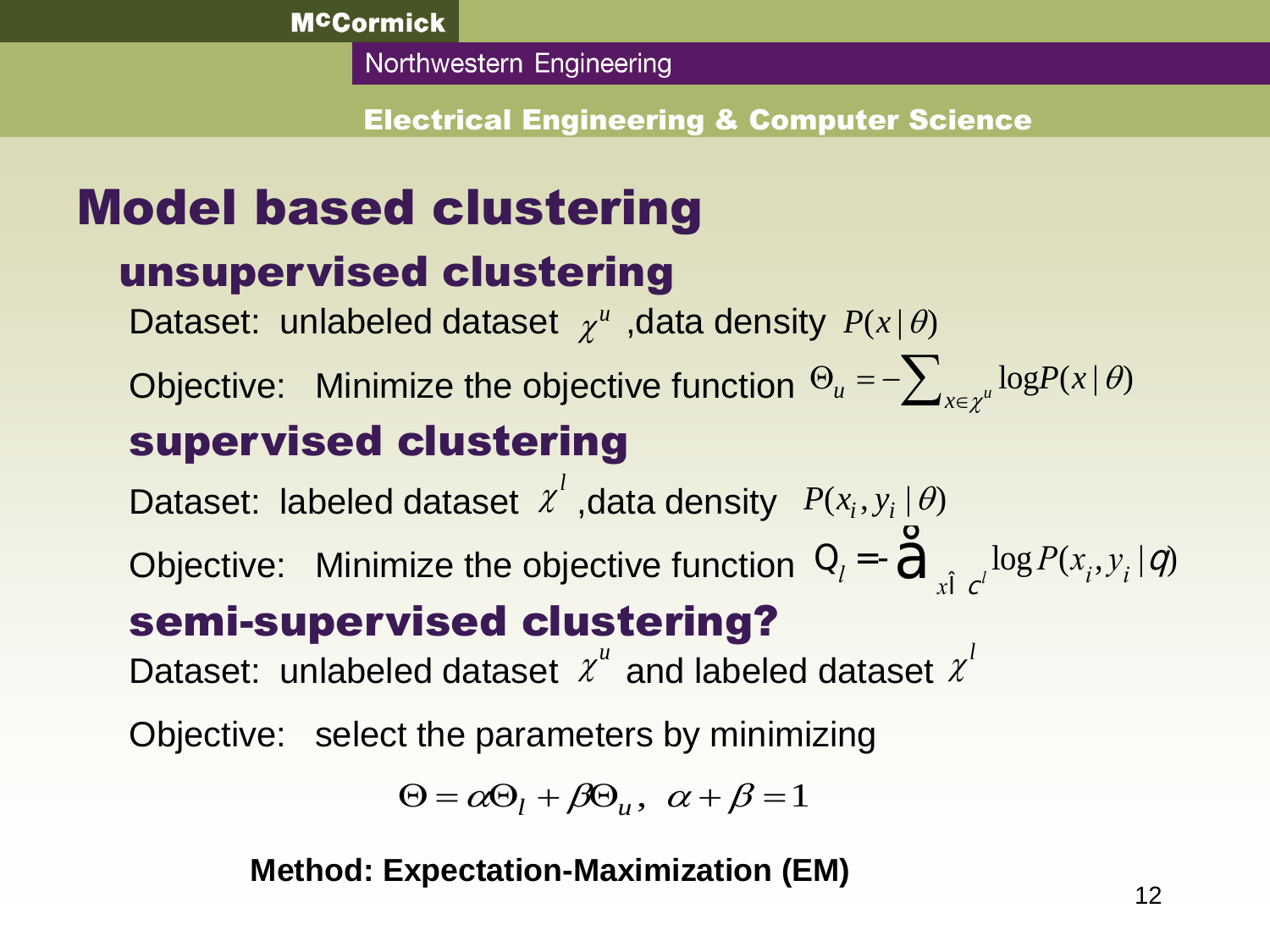# Model based clustering

## unsupervised clustering

Dataset: unlabeled dataset $\chi^u$ ,data density $P(x|\theta)$

Objective: Minimize the objective function $\Theta_u = -\sum_{x \in \chi^u} \log P(x|\theta)$

## supervised clustering

Dataset: labeled dataset $\chi^l$ ,data density $P(x_i, y_i|\theta)$

Objective: Minimize the objective function $\Theta_l = -\sum_{x \in \chi^l} \log P(x_i, y_i|\theta)$

## semi-supervised clustering?

Dataset: unlabeled dataset $\chi^u$ and labeled dataset $\chi^l$

Objective: select the parameters by minimizing

$$\Theta = \alpha\Theta_l + \beta\Theta_u, \;\; \alpha + \beta = 1$$

**Method: Expectation-Maximization (EM)**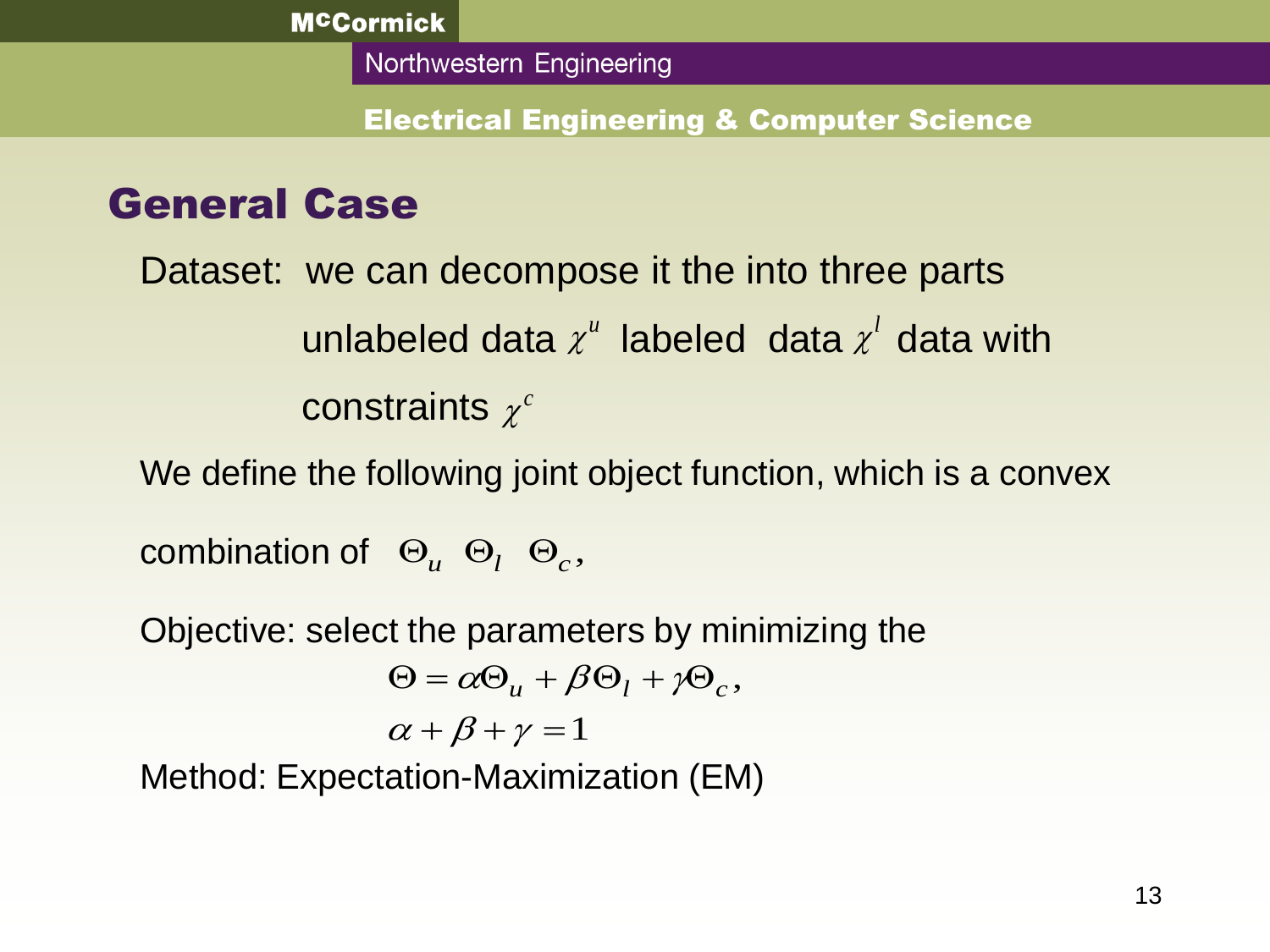## General Case

Dataset: we can decompose it the into three parts

unlabeled data $\chi^u$ labeled data $\chi^l$ data with constraints $\chi^c$

We define the following joint object function, which is a convex combination of $\Theta_u$ $\Theta_l$ $\Theta_c$,

Objective: select the parameters by minimizing the

$$\Theta = \alpha\Theta_u + \beta\Theta_l + \gamma\Theta_c,$$

$$\alpha + \beta + \gamma = 1$$

Method: Expectation-Maximization (EM)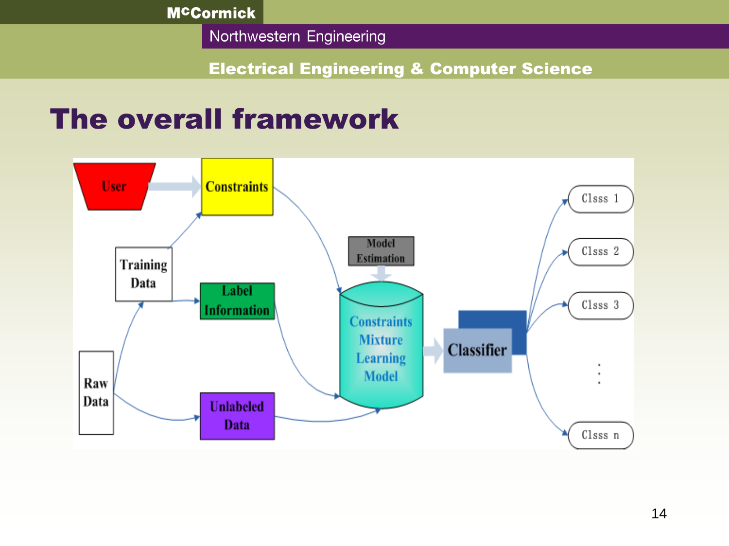# The overall framework

User → Constraints

Training Data → Constraints

Training Data → Label Information

Raw Data → Training Data

Raw Data → Unlabeled Data

Model Estimation

Constraints Mixture Learning Model

Classifier

Clsss 1

Clsss 2

Clsss 3

⋮

Clsss n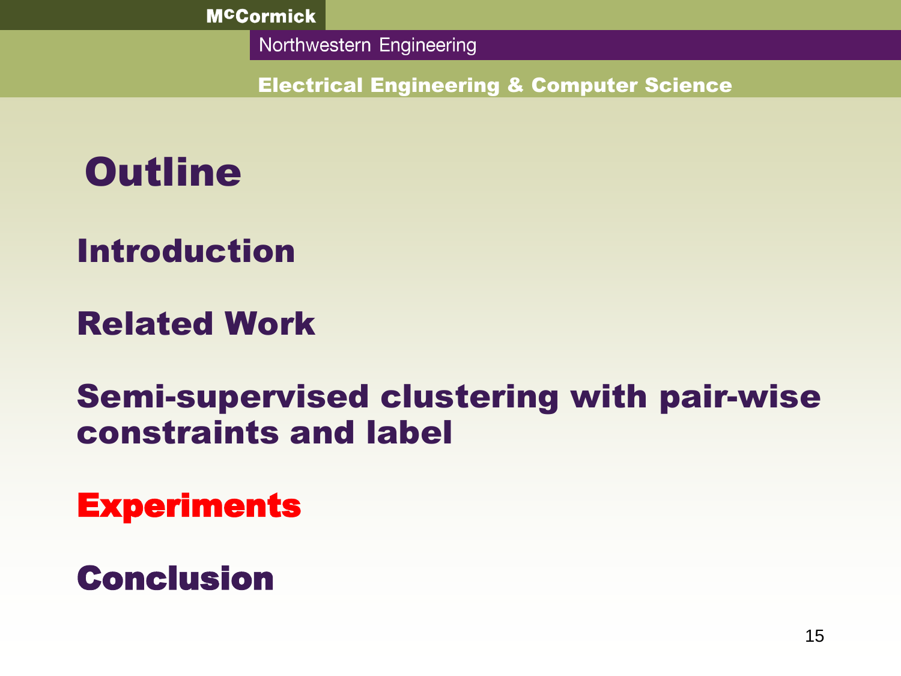# Outline

## Introduction

## Related Work

## Semi-supervised clustering with pair-wise constraints and label

## Experiments

## Conclusion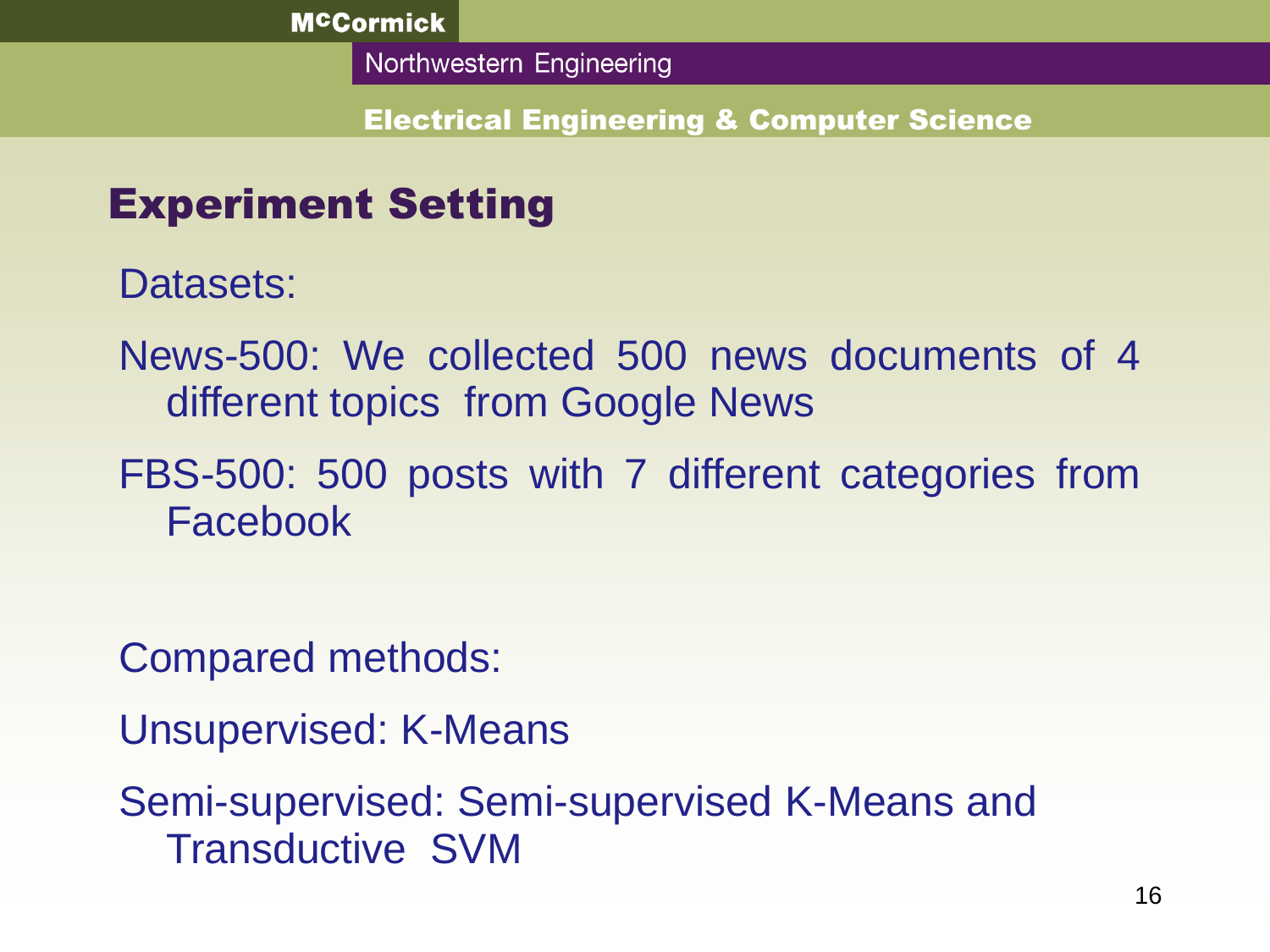## Experiment Setting

Datasets:

News-500: We collected 500 news documents of 4 different topics from Google News

FBS-500: 500 posts with 7 different categories from Facebook

Compared methods:

Unsupervised: K-Means

Semi-supervised: Semi-supervised K-Means and Transductive SVM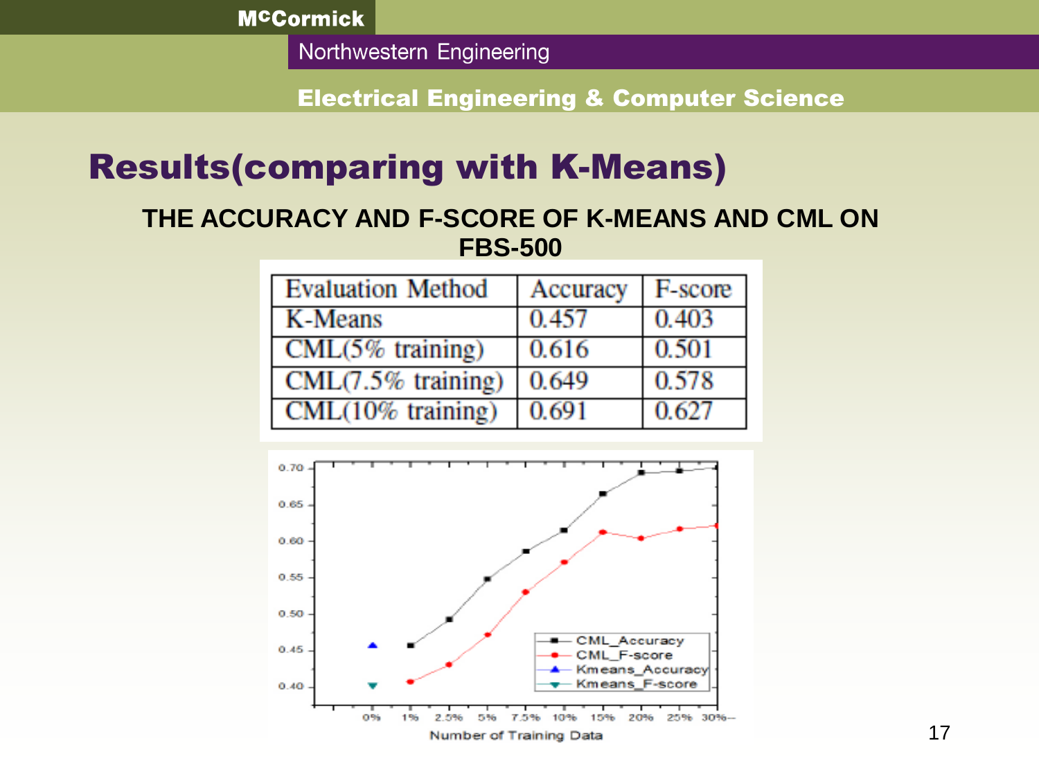# Results(comparing with K-Means)

**THE ACCURACY AND F-SCORE OF K-MEANS AND CML ON FBS-500**

| Evaluation Method | Accuracy | F-score |
|---|---|---|
| K-Means | 0.457 | 0.403 |
| CML(5% training) | 0.616 | 0.501 |
| CML(7.5% training) | 0.649 | 0.578 |
| CML(10% training) | 0.691 | 0.627 |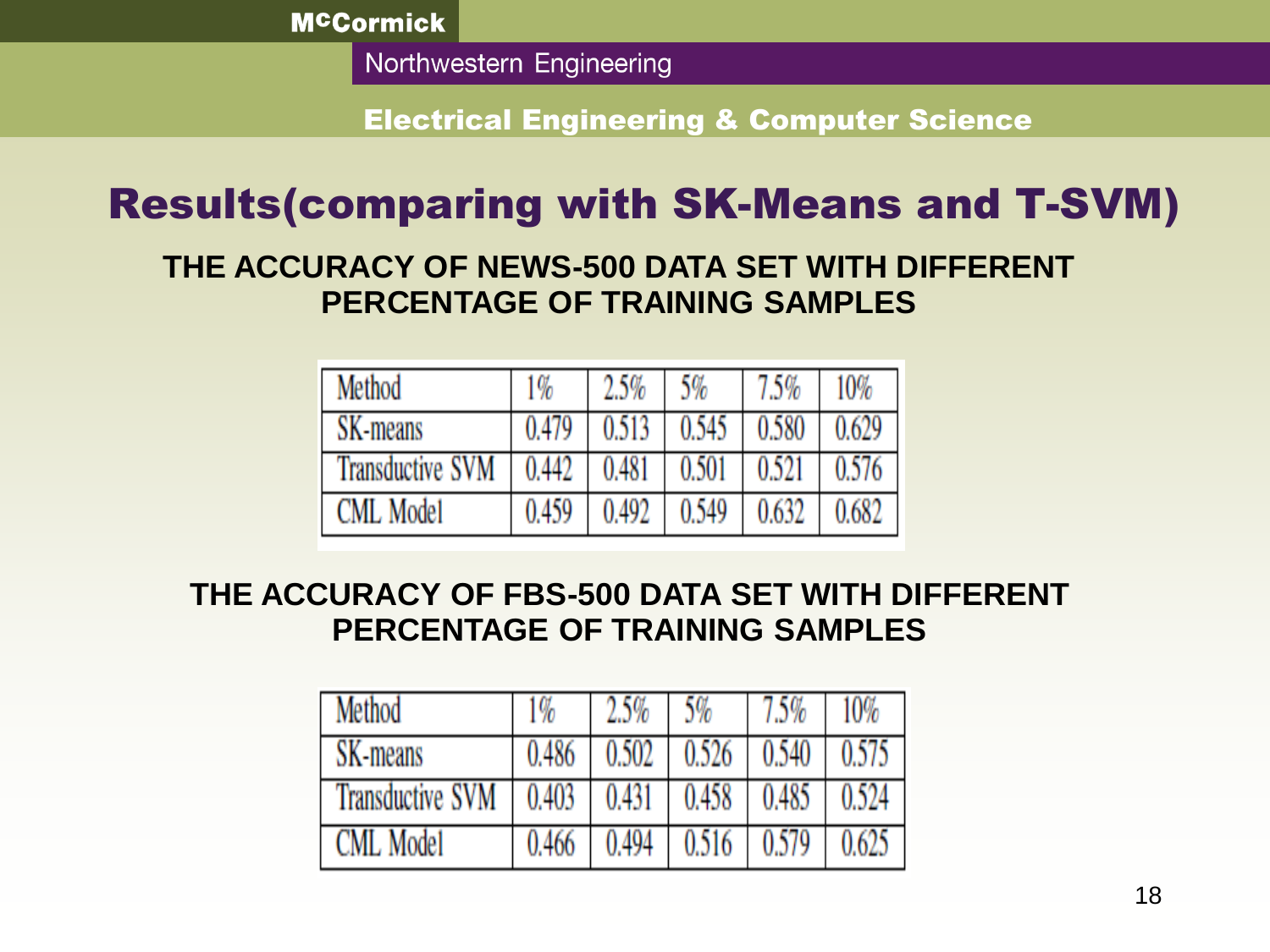# Results(comparing with SK-Means and T-SVM)

**THE ACCURACY OF NEWS-500 DATA SET WITH DIFFERENT PERCENTAGE OF TRAINING SAMPLES**

| Method | 1% | 2.5% | 5% | 7.5% | 10% |
|---|---|---|---|---|---|
| SK-means | 0.479 | 0.513 | 0.545 | 0.580 | 0.629 |
| Transductive SVM | 0.442 | 0.481 | 0.501 | 0.521 | 0.576 |
| CML Model | 0.459 | 0.492 | 0.549 | 0.632 | 0.682 |

**THE ACCURACY OF FBS-500 DATA SET WITH DIFFERENT PERCENTAGE OF TRAINING SAMPLES**

| Method | 1% | 2.5% | 5% | 7.5% | 10% |
|---|---|---|---|---|---|
| SK-means | 0.486 | 0.502 | 0.526 | 0.540 | 0.575 |
| Transductive SVM | 0.403 | 0.431 | 0.458 | 0.485 | 0.524 |
| CML Model | 0.466 | 0.494 | 0.516 | 0.579 | 0.625 |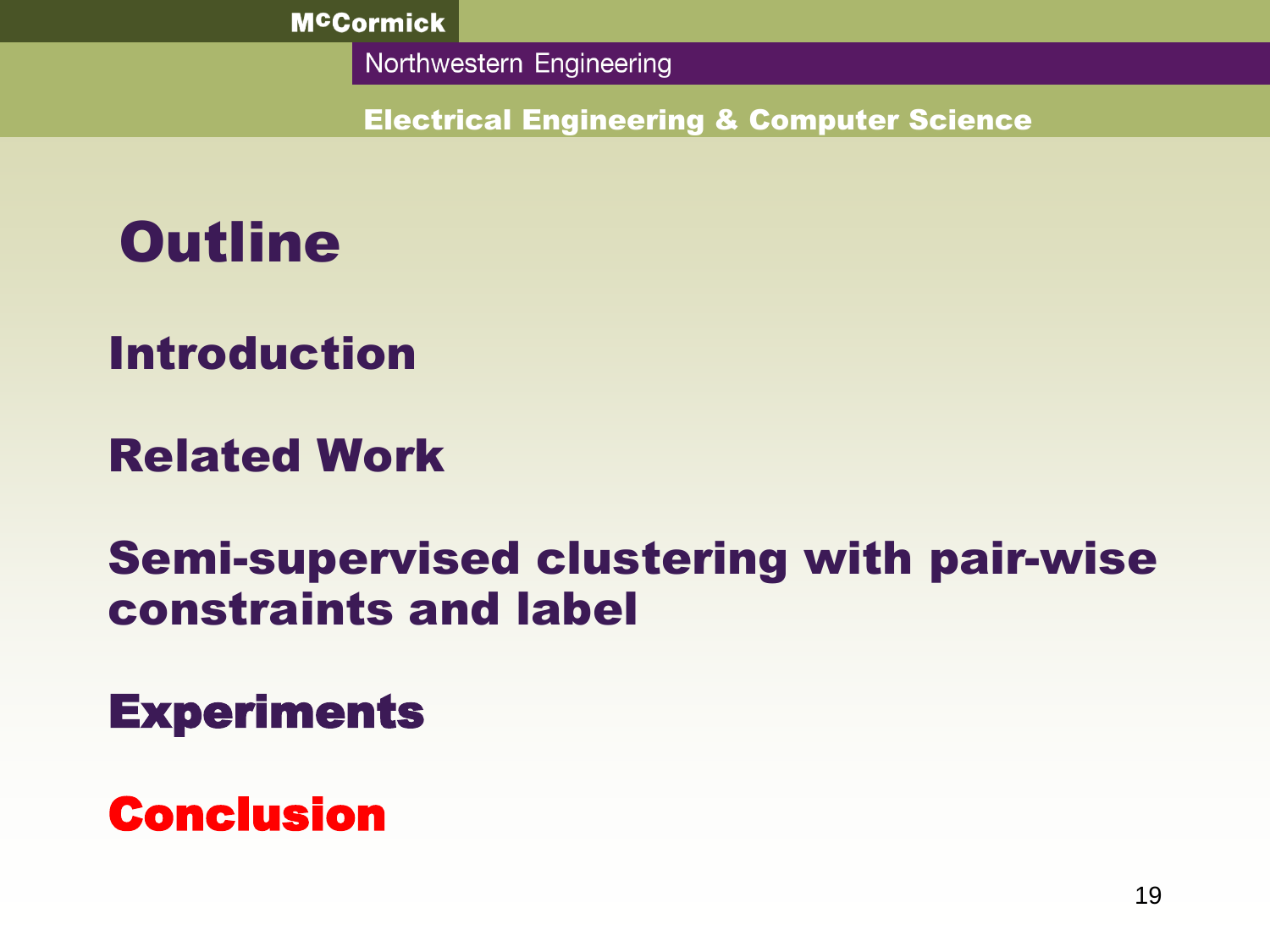# Outline

- Introduction
- Related Work
- Semi-supervised clustering with pair-wise constraints and label
- Experiments
- **Conclusion**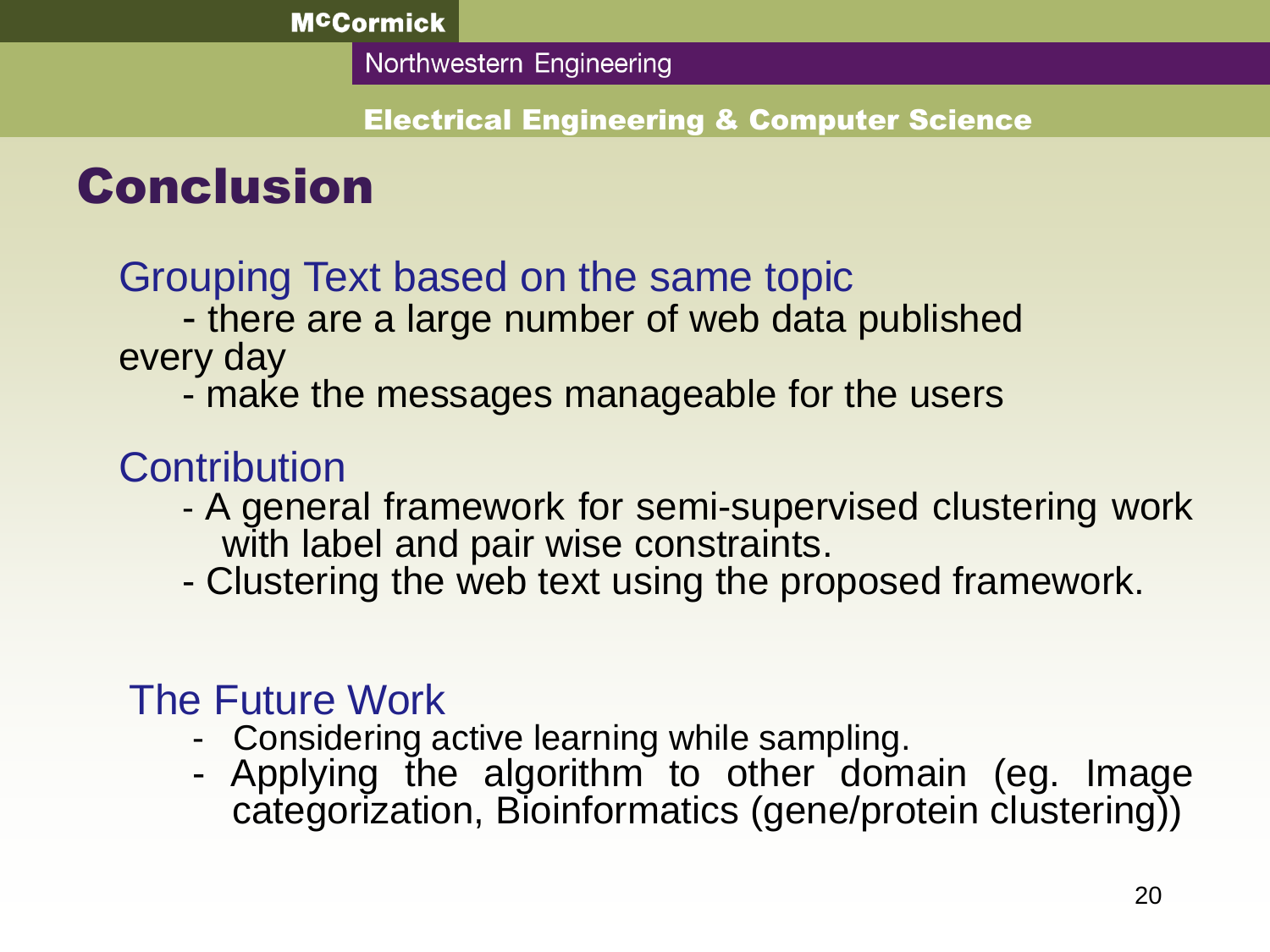# Conclusion

## Grouping Text based on the same topic

- there are a large number of web data published every day
- make the messages manageable for the users

## Contribution

- A general framework for semi-supervised clustering work with label and pair wise constraints.
- Clustering the web text using the proposed framework.

## The Future Work

- Considering active learning while sampling.
- Applying the algorithm to other domain (eg. Image categorization, Bioinformatics (gene/protein clustering))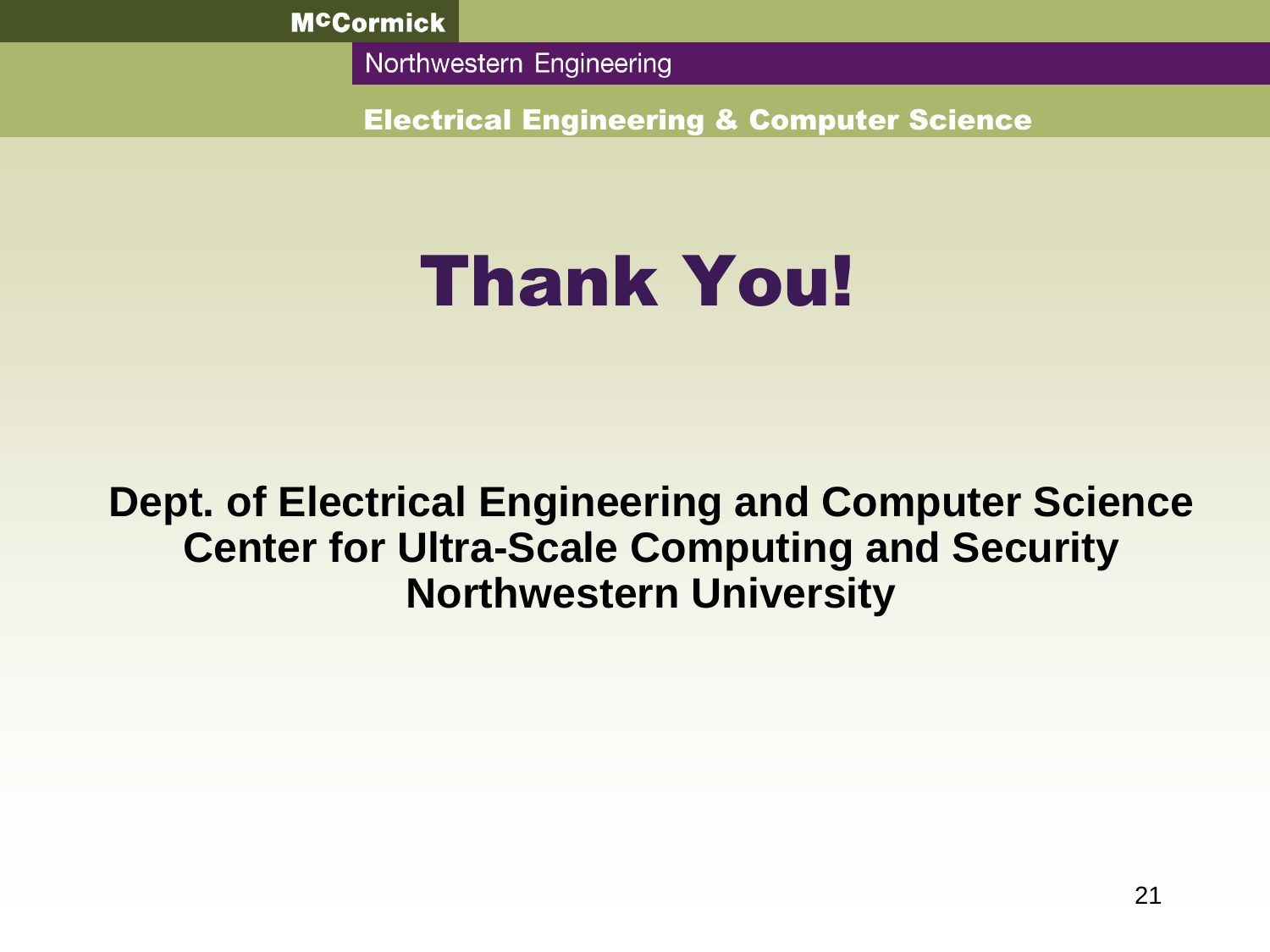# Thank You!

**Dept. of Electrical Engineering and Computer Science**
**Center for Ultra-Scale Computing and Security**
**Northwestern University**